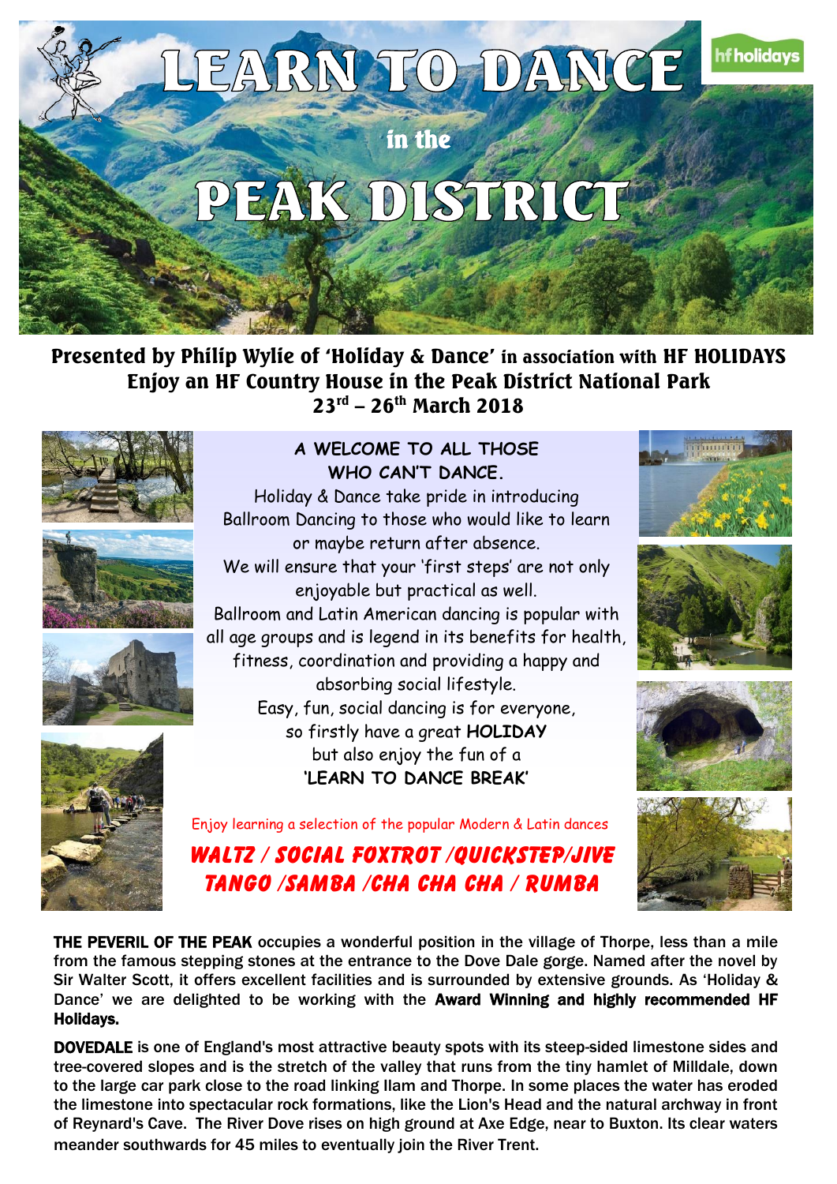# LEARN TO DANCE

in the

# PEAK DISTRICT

hf holidays

**Presented by Philip Wylie of 'Holiday & Dance' in association with HF HOLIDAYS**
**Enjoy an HF Country House in the Peak District National Park**
**23rd – 26th March 2018**

**A WELCOME TO ALL THOSE WHO CAN'T DANCE.**

Holiday & Dance take pride in introducing Ballroom Dancing to those who would like to learn or maybe return after absence.
We will ensure that your 'first steps' are not only enjoyable but practical as well.
Ballroom and Latin American dancing is popular with all age groups and is legend in its benefits for health, fitness, coordination and providing a happy and absorbing social lifestyle.
Easy, fun, social dancing is for everyone, so firstly have a great **HOLIDAY** but also enjoy the fun of a **'LEARN TO DANCE BREAK'**

Enjoy learning a selection of the popular Modern & Latin dances

***WALTZ / SOCIAL FOXTROT /QUICKSTEP/JIVE***
***TANGO /SAMBA /CHA CHA CHA / RUMBA***

**THE PEVERIL OF THE PEAK** occupies a wonderful position in the village of Thorpe, less than a mile from the famous stepping stones at the entrance to the Dove Dale gorge. Named after the novel by Sir Walter Scott, it offers excellent facilities and is surrounded by extensive grounds. As 'Holiday & Dance' we are delighted to be working with the **Award Winning and highly recommended HF Holidays.**

**DOVEDALE** is one of England's most attractive beauty spots with its steep-sided limestone sides and tree-covered slopes and is the stretch of the valley that runs from the tiny hamlet of Milldale, down to the large car park close to the road linking Ilam and Thorpe. In some places the water has eroded the limestone into spectacular rock formations, like the Lion's Head and the natural archway in front of Reynard's Cave. The River Dove rises on high ground at Axe Edge, near to Buxton. Its clear waters meander southwards for 45 miles to eventually join the River Trent.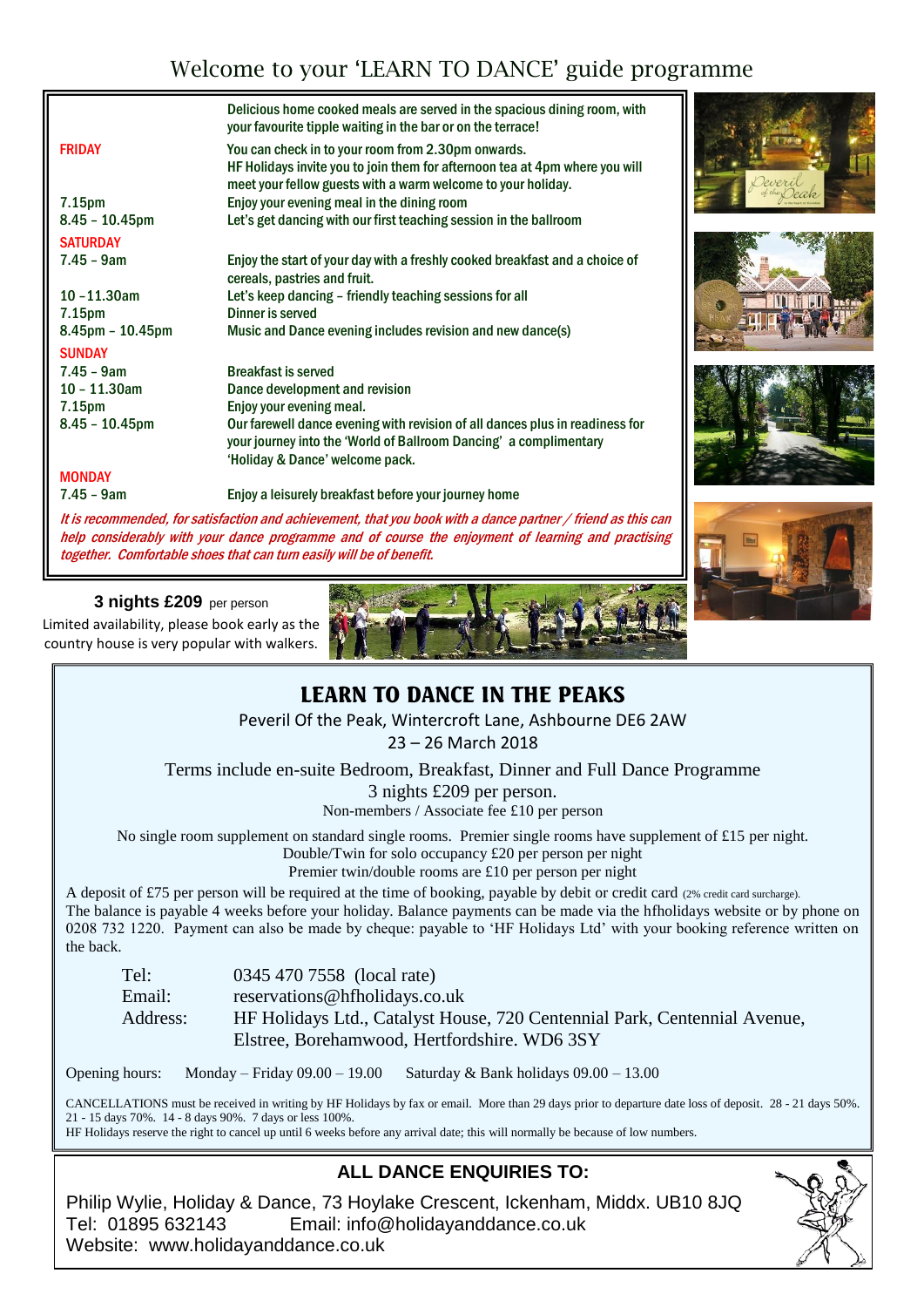# Welcome to your 'LEARN TO DANCE' guide programme

| | |
|---|---|
| | Delicious home cooked meals are served in the spacious dining room, with your favourite tipple waiting in the bar or on the terrace! |
| **FRIDAY** | You can check in to your room from 2.30pm onwards. HF Holidays invite you to join them for afternoon tea at 4pm where you will meet your fellow guests with a warm welcome to your holiday. |
| 7.15pm | Enjoy your evening meal in the dining room |
| 8.45 – 10.45pm | Let's get dancing with our first teaching session in the ballroom |
| **SATURDAY** | |
| 7.45 – 9am | Enjoy the start of your day with a freshly cooked breakfast and a choice of cereals, pastries and fruit. |
| 10 –11.30am | Let's keep dancing – friendly teaching sessions for all |
| 7.15pm | Dinner is served |
| 8.45pm – 10.45pm | Music and Dance evening includes revision and new dance(s) |
| **SUNDAY** | |
| 7.45 – 9am | Breakfast is served |
| 10 – 11.30am | Dance development and revision |
| 7.15pm | Enjoy your evening meal. |
| 8.45 – 10.45pm | Our farewell dance evening with revision of all dances plus in readiness for your journey into the 'World of Ballroom Dancing' a complimentary 'Holiday & Dance' welcome pack. |
| **MONDAY** | |
| 7.45 – 9am | Enjoy a leisurely breakfast before your journey home |

*It is recommended, for satisfaction and achievement, that you book with a dance partner / friend as this can help considerably with your dance programme and of course the enjoyment of learning and practising together. Comfortable shoes that can turn easily will be of benefit.*

**3 nights £209** per person

Limited availability, please book early as the country house is very popular with walkers.

## LEARN TO DANCE IN THE PEAKS

Peveril Of the Peak, Wintercroft Lane, Ashbourne DE6 2AW

23 – 26 March 2018

Terms include en-suite Bedroom, Breakfast, Dinner and Full Dance Programme

3 nights £209 per person.

Non-members / Associate fee £10 per person

No single room supplement on standard single rooms. Premier single rooms have supplement of £15 per night.
Double/Twin for solo occupancy £20 per person per night
Premier twin/double rooms are £10 per person per night

A deposit of £75 per person will be required at the time of booking, payable by debit or credit card (2% credit card surcharge). The balance is payable 4 weeks before your holiday. Balance payments can be made via the hfholidays website or by phone on 0208 732 1220. Payment can also be made by cheque: payable to 'HF Holidays Ltd' with your booking reference written on the back.

Tel: 0345 470 7558 (local rate)
Email: reservations@hfholidays.co.uk
Address: HF Holidays Ltd., Catalyst House, 720 Centennial Park, Centennial Avenue, Elstree, Borehamwood, Hertfordshire. WD6 3SY

Opening hours: Monday – Friday 09.00 – 19.00 Saturday & Bank holidays 09.00 – 13.00

CANCELLATIONS must be received in writing by HF Holidays by fax or email. More than 29 days prior to departure date loss of deposit. 28 - 21 days 50%. 21 - 15 days 70%. 14 - 8 days 90%. 7 days or less 100%.
HF Holidays reserve the right to cancel up until 6 weeks before any arrival date; this will normally be because of low numbers.

## ALL DANCE ENQUIRIES TO:

Philip Wylie, Holiday & Dance, 73 Hoylake Crescent, Ickenham, Middx. UB10 8JQ
Tel: 01895 632143 Email: info@holidayanddance.co.uk
Website: www.holidayanddance.co.uk